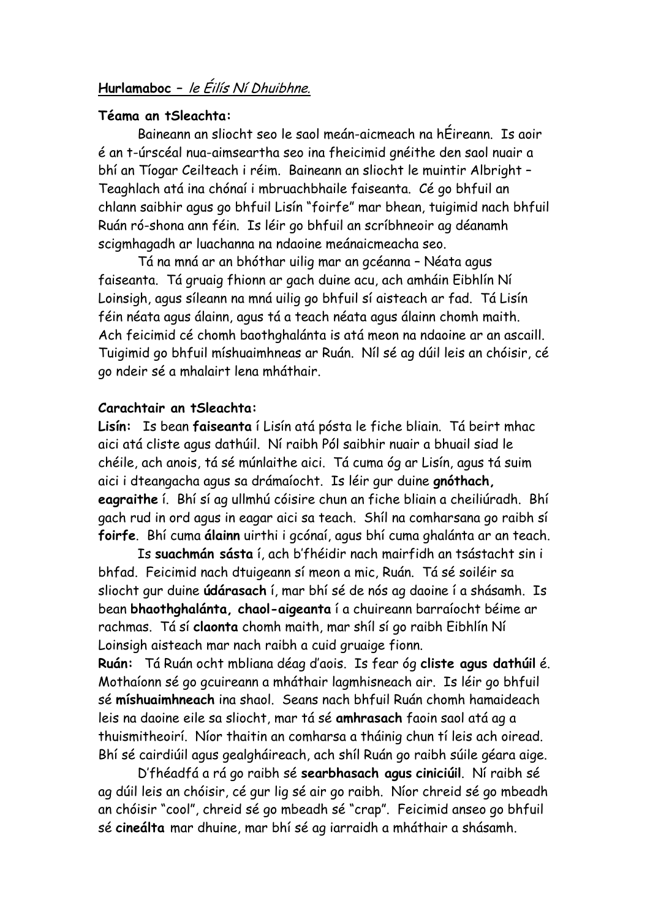**Hurlamaboc** – *le Éilís Ní Dhuibhne.*

**Téama an tSleachta:**

Baineann an sliocht seo le saol meán-aicmeach na hÉireann. Is aoir é an t-úrscéal nua-aimseartha seo ina fheicimid gnéithe den saol nuair a bhí an Tíogar Ceilteach i réim. Baineann an sliocht le muintir Albright – Teaghlach atá ina chónaí i mbruachbhaile faiseanta. Cé go bhfuil an chlann saibhir agus go bhfuil Lisín "foirfe" mar bhean, tuigimid nach bhfuil Ruán ró-shona ann féin. Is léir go bhfuil an scríbhneoir ag déanamh scigmhagadh ar luachanna na ndaoine meánaicmeacha seo.

Tá na mná ar an bhóthar uilig mar an gcéanna – Néata agus faiseanta. Tá gruaig fhionn ar gach duine acu, ach amháin Eibhlín Ní Loinsigh, agus síleann na mná uilig go bhfuil sí aisteach ar fad. Tá Lisín féin néata agus álainn, agus tá a teach néata agus álainn chomh maith. Ach feicimid cé chomh baothghalánta is atá meon na ndaoine ar an ascaill. Tuigimid go bhfuil míshuaimhneas ar Ruán. Níl sé ag dúil leis an chóisir, cé go ndeir sé a mhalairt lena mháthair.

**Carachtair an tSleachta:**

**Lisín:** Is bean **faiseanta** í Lisín atá pósta le fiche bliain. Tá beirt mhac aici atá cliste agus dathúil. Ní raibh Pól saibhir nuair a bhuail siad le chéile, ach anois, tá sé múnlaithe aici. Tá cuma óg ar Lisín, agus tá suim aici i dteangacha agus sa drámaíocht. Is léir gur duine **gnóthach, eagraithe** í. Bhí sí ag ullmhú cóisire chun an fiche bliain a cheiliúradh. Bhí gach rud in ord agus in eagar aici sa teach. Shíl na comharsana go raibh sí **foirfe**. Bhí cuma **álainn** uirthi i gcónaí, agus bhí cuma ghalánta ar an teach.

Is **suachmán sásta** í, ach b'fhéidir nach mairfidh an tsástacht sin i bhfad. Feicimid nach dtuigeann sí meon a mic, Ruán. Tá sé soiléir sa sliocht gur duine **údárasach** í, mar bhí sé de nós ag daoine í a shásamh. Is bean **bhaothghalánta, chaol-aigeanta** í a chuireann barraíocht béime ar rachmas. Tá sí **claonta** chomh maith, mar shíl sí go raibh Eibhlín Ní Loinsigh aisteach mar nach raibh a cuid gruaige fionn.

**Ruán:** Tá Ruán ocht mbliana déag d'aois. Is fear óg **cliste agus dathúil** é. Mothaíonn sé go gcuireann a mháthair lagmhisneach air. Is léir go bhfuil sé **míshuaimhneach** ina shaol. Seans nach bhfuil Ruán chomh hamaideach leis na daoine eile sa sliocht, mar tá sé **amhrasach** faoin saol atá ag a thuismitheoirí. Níor thaitin an comharsa a tháinig chun tí leis ach oiread. Bhí sé cairdiúil agus gealgháireach, ach shíl Ruán go raibh súile géara aige.

D'fhéadfá a rá go raibh sé **searbhasach agus ciniciúil**. Ní raibh sé ag dúil leis an chóisir, cé gur lig sé air go raibh. Níor chreid sé go mbeadh an chóisir "cool", chreid sé go mbeadh sé "crap". Feicimid anseo go bhfuil sé **cineálta** mar dhuine, mar bhí sé ag iarraidh a mháthair a shásamh.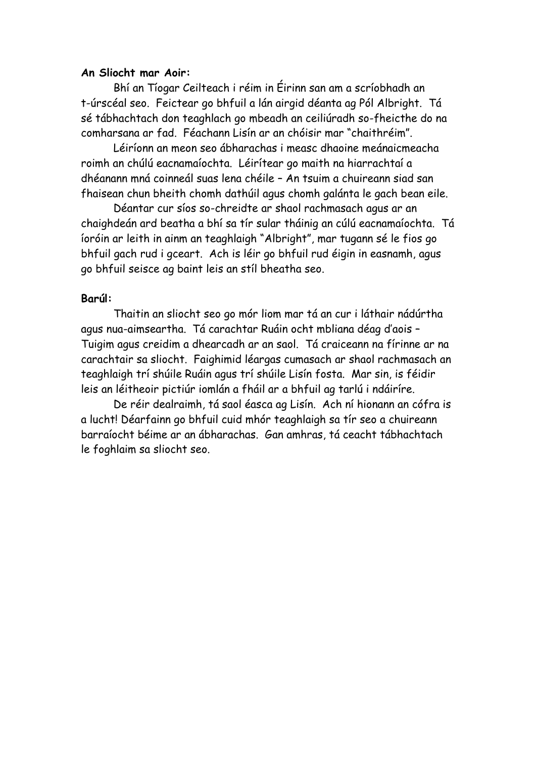**An Sliocht mar Aoir:**

Bhí an Tíogar Ceilteach i réim in Éirinn san am a scríobhadh an t-úrscéal seo. Feictear go bhfuil a lán airgid déanta ag Pól Albright. Tá sé tábhachtach don teaghlach go mbeadh an ceiliúradh so-fheicthe do na comharsana ar fad. Féachann Lisín ar an chóisir mar "chaithréim".

Léiríonn an meon seo ábharachas i measc dhaoine meánaicmeacha roimh an chúlú eacnamaíochta. Léirítear go maith na hiarrachtaí a dhéanann mná coinneál suas lena chéile – An tsuim a chuireann siad san fhaisean chun bheith chomh dathúil agus chomh galánta le gach bean eile.

Déantar cur síos so-chreidte ar shaol rachmasach agus ar an chaighdeán ard beatha a bhí sa tír sular tháinig an cúlú eacnamaíochta. Tá íoróin ar leith in ainm an teaghlaigh "Albright", mar tugann sé le fios go bhfuil gach rud i gceart. Ach is léir go bhfuil rud éigin in easnamh, agus go bhfuil seisce ag baint leis an stíl bheatha seo.

**Barúl:**

Thaitin an sliocht seo go mór liom mar tá an cur i láthair nádúrtha agus nua-aimseartha. Tá carachtar Ruáin ocht mbliana déag d'aois – Tuigim agus creidim a dhearcadh ar an saol. Tá craiceann na fírinne ar na carachtair sa sliocht. Faighimid léargas cumasach ar shaol rachmasach an teaghlaigh trí shúile Ruáin agus trí shúile Lisín fosta. Mar sin, is féidir leis an léitheoir pictiúr iomlán a fháil ar a bhfuil ag tarlú i ndáiríre.

De réir dealraimh, tá saol éasca ag Lisín. Ach ní hionann an cófra is a lucht! Déarfainn go bhfuil cuid mhór teaghlaigh sa tír seo a chuireann barraíocht béime ar an ábharachas. Gan amhras, tá ceacht tábhachtach le foghlaim sa sliocht seo.